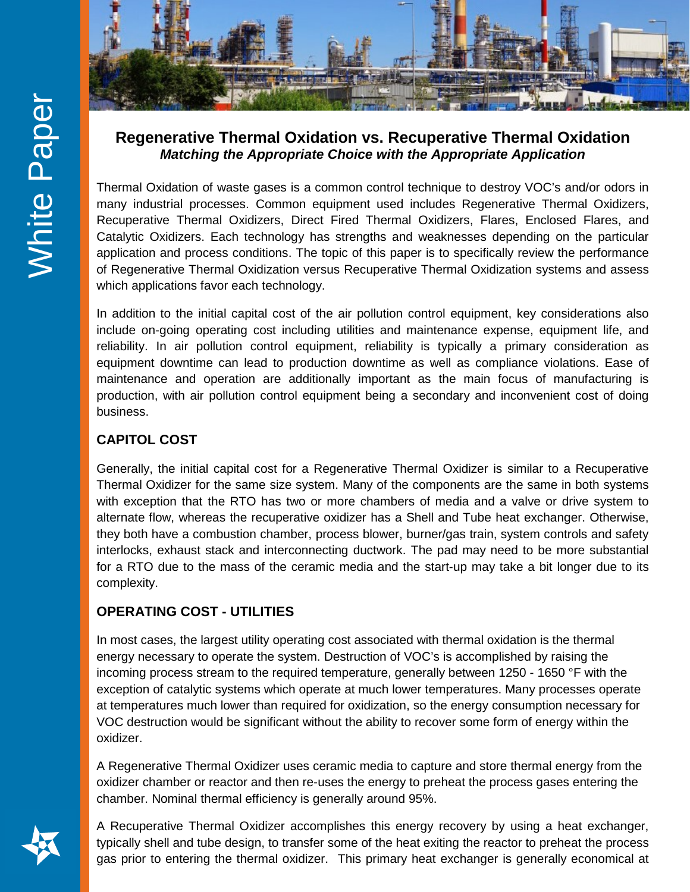# Regenerative Thermal Oxidation vs. Recuperative Thermal Oxidation

***Matching the Appropriate Choice with the Appropriate Application***

Thermal Oxidation of waste gases is a common control technique to destroy VOC's and/or odors in many industrial processes. Common equipment used includes Regenerative Thermal Oxidizers, Recuperative Thermal Oxidizers, Direct Fired Thermal Oxidizers, Flares, Enclosed Flares, and Catalytic Oxidizers. Each technology has strengths and weaknesses depending on the particular application and process conditions. The topic of this paper is to specifically review the performance of Regenerative Thermal Oxidization versus Recuperative Thermal Oxidization systems and assess which applications favor each technology.

In addition to the initial capital cost of the air pollution control equipment, key considerations also include on-going operating cost including utilities and maintenance expense, equipment life, and reliability. In air pollution control equipment, reliability is typically a primary consideration as equipment downtime can lead to production downtime as well as compliance violations. Ease of maintenance and operation are additionally important as the main focus of manufacturing is production, with air pollution control equipment being a secondary and inconvenient cost of doing business.

## CAPITOL COST

Generally, the initial capital cost for a Regenerative Thermal Oxidizer is similar to a Recuperative Thermal Oxidizer for the same size system. Many of the components are the same in both systems with exception that the RTO has two or more chambers of media and a valve or drive system to alternate flow, whereas the recuperative oxidizer has a Shell and Tube heat exchanger. Otherwise, they both have a combustion chamber, process blower, burner/gas train, system controls and safety interlocks, exhaust stack and interconnecting ductwork. The pad may need to be more substantial for a RTO due to the mass of the ceramic media and the start-up may take a bit longer due to its complexity.

## OPERATING COST - UTILITIES

In most cases, the largest utility operating cost associated with thermal oxidation is the thermal energy necessary to operate the system. Destruction of VOC's is accomplished by raising the incoming process stream to the required temperature, generally between 1250 - 1650 °F with the exception of catalytic systems which operate at much lower temperatures. Many processes operate at temperatures much lower than required for oxidization, so the energy consumption necessary for VOC destruction would be significant without the ability to recover some form of energy within the oxidizer.

A Regenerative Thermal Oxidizer uses ceramic media to capture and store thermal energy from the oxidizer chamber or reactor and then re-uses the energy to preheat the process gases entering the chamber. Nominal thermal efficiency is generally around 95%.

A Recuperative Thermal Oxidizer accomplishes this energy recovery by using a heat exchanger, typically shell and tube design, to transfer some of the heat exiting the reactor to preheat the process gas prior to entering the thermal oxidizer. This primary heat exchanger is generally economical at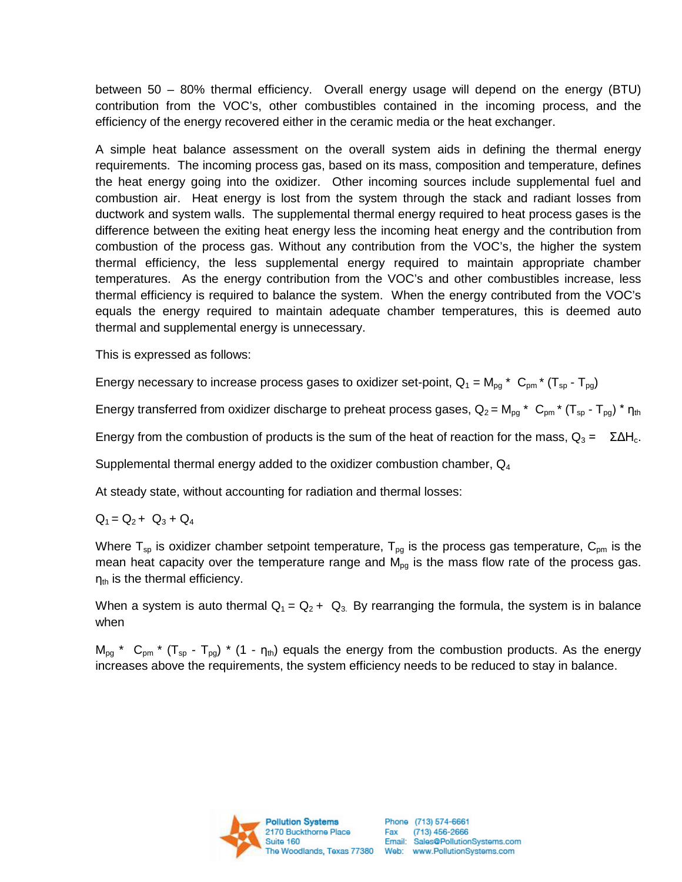between 50 – 80% thermal efficiency. Overall energy usage will depend on the energy (BTU) contribution from the VOC's, other combustibles contained in the incoming process, and the efficiency of the energy recovered either in the ceramic media or the heat exchanger.

A simple heat balance assessment on the overall system aids in defining the thermal energy requirements. The incoming process gas, based on its mass, composition and temperature, defines the heat energy going into the oxidizer. Other incoming sources include supplemental fuel and combustion air. Heat energy is lost from the system through the stack and radiant losses from ductwork and system walls. The supplemental thermal energy required to heat process gases is the difference between the exiting heat energy less the incoming heat energy and the contribution from combustion of the process gas. Without any contribution from the VOC's, the higher the system thermal efficiency, the less supplemental energy required to maintain appropriate chamber temperatures. As the energy contribution from the VOC's and other combustibles increase, less thermal efficiency is required to balance the system. When the energy contributed from the VOC's equals the energy required to maintain adequate chamber temperatures, this is deemed auto thermal and supplemental energy is unnecessary.

This is expressed as follows:

Energy necessary to increase process gases to oxidizer set-point, $Q_1 = M_{pg} * C_{pm} * (T_{sp} - T_{pg})$

Energy transferred from oxidizer discharge to preheat process gases, $Q_2 = M_{pg} * C_{pm} * (T_{sp} - T_{pg}) * \eta_{th}$

Energy from the combustion of products is the sum of the heat of reaction for the mass, $Q_3 = \Sigma\Delta H_c$.

Supplemental thermal energy added to the oxidizer combustion chamber, $Q_4$

At steady state, without accounting for radiation and thermal losses:

$$Q_1 = Q_2 + Q_3 + Q_4$$

Where $T_{sp}$ is oxidizer chamber setpoint temperature, $T_{pg}$ is the process gas temperature, $C_{pm}$ is the mean heat capacity over the temperature range and $M_{pg}$ is the mass flow rate of the process gas. $\eta_{th}$ is the thermal efficiency.

When a system is auto thermal $Q_1 = Q_2 + Q_3$. By rearranging the formula, the system is in balance when

$M_{pg} * C_{pm} * (T_{sp} - T_{pg}) * (1 - \eta_{th})$ equals the energy from the combustion products. As the energy increases above the requirements, the system efficiency needs to be reduced to stay in balance.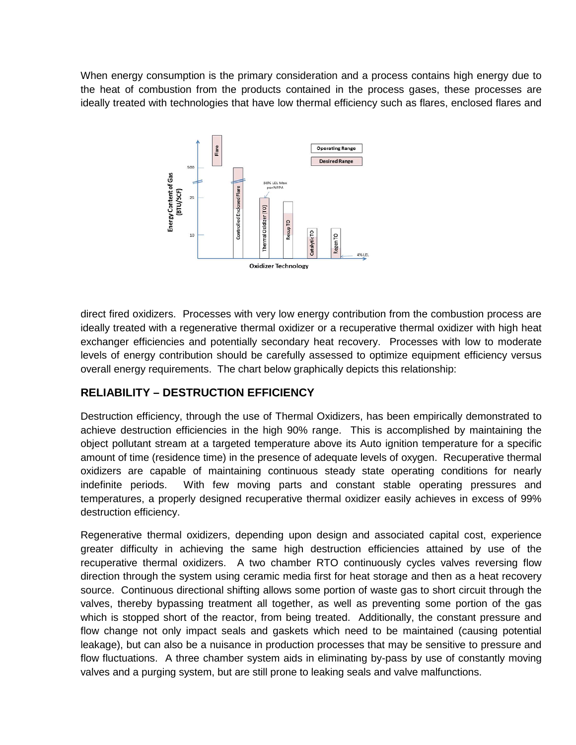When energy consumption is the primary consideration and a process contains high energy due to the heat of combustion from the products contained in the process gases, these processes are ideally treated with technologies that have low thermal efficiency such as flares, enclosed flares and direct fired oxidizers. Processes with very low energy contribution from the combustion process are ideally treated with a regenerative thermal oxidizer or a recuperative thermal oxidizer with high heat exchanger efficiencies and potentially secondary heat recovery. Processes with low to moderate levels of energy contribution should be carefully assessed to optimize equipment efficiency versus overall energy requirements. The chart below graphically depicts this relationship:

## RELIABILITY – DESTRUCTION EFFICIENCY

Destruction efficiency, through the use of Thermal Oxidizers, has been empirically demonstrated to achieve destruction efficiencies in the high 90% range. This is accomplished by maintaining the object pollutant stream at a targeted temperature above its Auto ignition temperature for a specific amount of time (residence time) in the presence of adequate levels of oxygen. Recuperative thermal oxidizers are capable of maintaining continuous steady state operating conditions for nearly indefinite periods. With few moving parts and constant stable operating pressures and temperatures, a properly designed recuperative thermal oxidizer easily achieves in excess of 99% destruction efficiency.

Regenerative thermal oxidizers, depending upon design and associated capital cost, experience greater difficulty in achieving the same high destruction efficiencies attained by use of the recuperative thermal oxidizers. A two chamber RTO continuously cycles valves reversing flow direction through the system using ceramic media first for heat storage and then as a heat recovery source. Continuous directional shifting allows some portion of waste gas to short circuit through the valves, thereby bypassing treatment all together, as well as preventing some portion of the gas which is stopped short of the reactor, from being treated. Additionally, the constant pressure and flow change not only impact seals and gaskets which need to be maintained (causing potential leakage), but can also be a nuisance in production processes that may be sensitive to pressure and flow fluctuations. A three chamber system aids in eliminating by-pass by use of constantly moving valves and a purging system, but are still prone to leaking seals and valve malfunctions.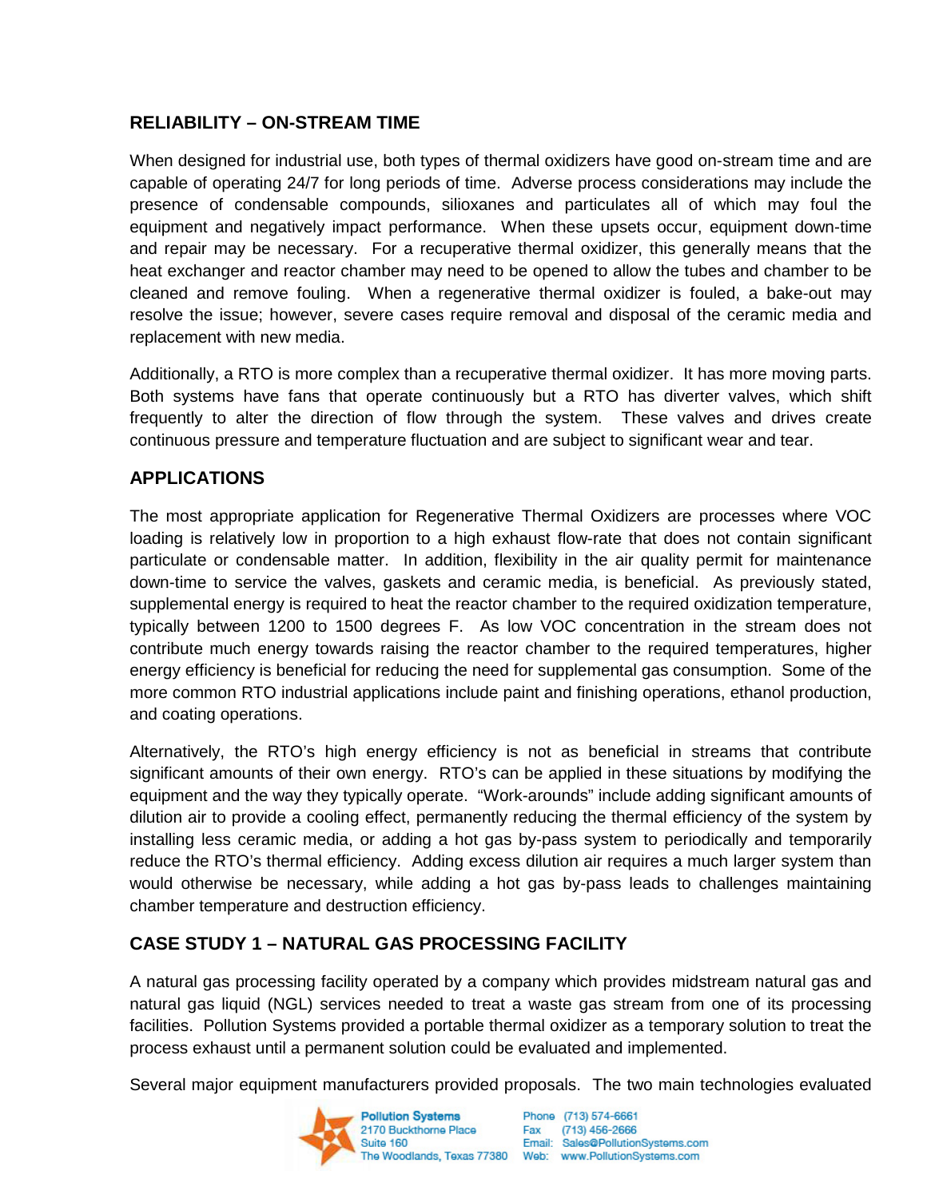## RELIABILITY – ON-STREAM TIME

When designed for industrial use, both types of thermal oxidizers have good on-stream time and are capable of operating 24/7 for long periods of time. Adverse process considerations may include the presence of condensable compounds, silioxanes and particulates all of which may foul the equipment and negatively impact performance. When these upsets occur, equipment down-time and repair may be necessary. For a recuperative thermal oxidizer, this generally means that the heat exchanger and reactor chamber may need to be opened to allow the tubes and chamber to be cleaned and remove fouling. When a regenerative thermal oxidizer is fouled, a bake-out may resolve the issue; however, severe cases require removal and disposal of the ceramic media and replacement with new media.

Additionally, a RTO is more complex than a recuperative thermal oxidizer. It has more moving parts. Both systems have fans that operate continuously but a RTO has diverter valves, which shift frequently to alter the direction of flow through the system. These valves and drives create continuous pressure and temperature fluctuation and are subject to significant wear and tear.

## APPLICATIONS

The most appropriate application for Regenerative Thermal Oxidizers are processes where VOC loading is relatively low in proportion to a high exhaust flow-rate that does not contain significant particulate or condensable matter. In addition, flexibility in the air quality permit for maintenance down-time to service the valves, gaskets and ceramic media, is beneficial. As previously stated, supplemental energy is required to heat the reactor chamber to the required oxidization temperature, typically between 1200 to 1500 degrees F. As low VOC concentration in the stream does not contribute much energy towards raising the reactor chamber to the required temperatures, higher energy efficiency is beneficial for reducing the need for supplemental gas consumption. Some of the more common RTO industrial applications include paint and finishing operations, ethanol production, and coating operations.

Alternatively, the RTO's high energy efficiency is not as beneficial in streams that contribute significant amounts of their own energy. RTO's can be applied in these situations by modifying the equipment and the way they typically operate. "Work-arounds" include adding significant amounts of dilution air to provide a cooling effect, permanently reducing the thermal efficiency of the system by installing less ceramic media, or adding a hot gas by-pass system to periodically and temporarily reduce the RTO's thermal efficiency. Adding excess dilution air requires a much larger system than would otherwise be necessary, while adding a hot gas by-pass leads to challenges maintaining chamber temperature and destruction efficiency.

## CASE STUDY 1 – NATURAL GAS PROCESSING FACILITY

A natural gas processing facility operated by a company which provides midstream natural gas and natural gas liquid (NGL) services needed to treat a waste gas stream from one of its processing facilities. Pollution Systems provided a portable thermal oxidizer as a temporary solution to treat the process exhaust until a permanent solution could be evaluated and implemented.

Several major equipment manufacturers provided proposals. The two main technologies evaluated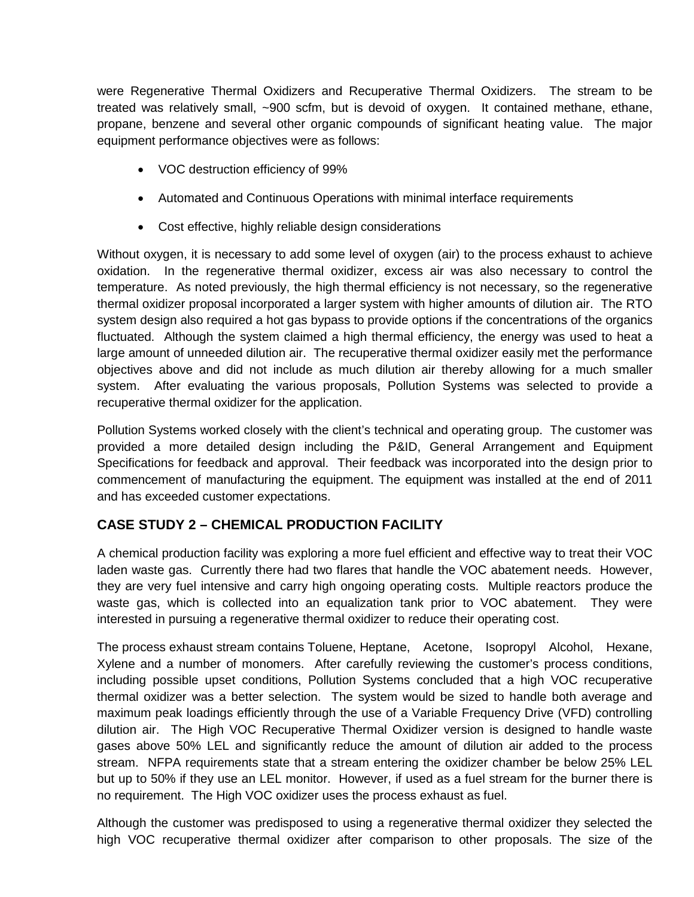were Regenerative Thermal Oxidizers and Recuperative Thermal Oxidizers. The stream to be treated was relatively small, ~900 scfm, but is devoid of oxygen. It contained methane, ethane, propane, benzene and several other organic compounds of significant heating value. The major equipment performance objectives were as follows:

- VOC destruction efficiency of 99%
- Automated and Continuous Operations with minimal interface requirements
- Cost effective, highly reliable design considerations

Without oxygen, it is necessary to add some level of oxygen (air) to the process exhaust to achieve oxidation. In the regenerative thermal oxidizer, excess air was also necessary to control the temperature. As noted previously, the high thermal efficiency is not necessary, so the regenerative thermal oxidizer proposal incorporated a larger system with higher amounts of dilution air. The RTO system design also required a hot gas bypass to provide options if the concentrations of the organics fluctuated. Although the system claimed a high thermal efficiency, the energy was used to heat a large amount of unneeded dilution air. The recuperative thermal oxidizer easily met the performance objectives above and did not include as much dilution air thereby allowing for a much smaller system. After evaluating the various proposals, Pollution Systems was selected to provide a recuperative thermal oxidizer for the application.

Pollution Systems worked closely with the client's technical and operating group. The customer was provided a more detailed design including the P&ID, General Arrangement and Equipment Specifications for feedback and approval. Their feedback was incorporated into the design prior to commencement of manufacturing the equipment. The equipment was installed at the end of 2011 and has exceeded customer expectations.

## CASE STUDY 2 – CHEMICAL PRODUCTION FACILITY

A chemical production facility was exploring a more fuel efficient and effective way to treat their VOC laden waste gas. Currently there had two flares that handle the VOC abatement needs. However, they are very fuel intensive and carry high ongoing operating costs. Multiple reactors produce the waste gas, which is collected into an equalization tank prior to VOC abatement. They were interested in pursuing a regenerative thermal oxidizer to reduce their operating cost.

The process exhaust stream contains Toluene, Heptane, Acetone, Isopropyl Alcohol, Hexane, Xylene and a number of monomers. After carefully reviewing the customer's process conditions, including possible upset conditions, Pollution Systems concluded that a high VOC recuperative thermal oxidizer was a better selection. The system would be sized to handle both average and maximum peak loadings efficiently through the use of a Variable Frequency Drive (VFD) controlling dilution air. The High VOC Recuperative Thermal Oxidizer version is designed to handle waste gases above 50% LEL and significantly reduce the amount of dilution air added to the process stream. NFPA requirements state that a stream entering the oxidizer chamber be below 25% LEL but up to 50% if they use an LEL monitor. However, if used as a fuel stream for the burner there is no requirement. The High VOC oxidizer uses the process exhaust as fuel.

Although the customer was predisposed to using a regenerative thermal oxidizer they selected the high VOC recuperative thermal oxidizer after comparison to other proposals. The size of the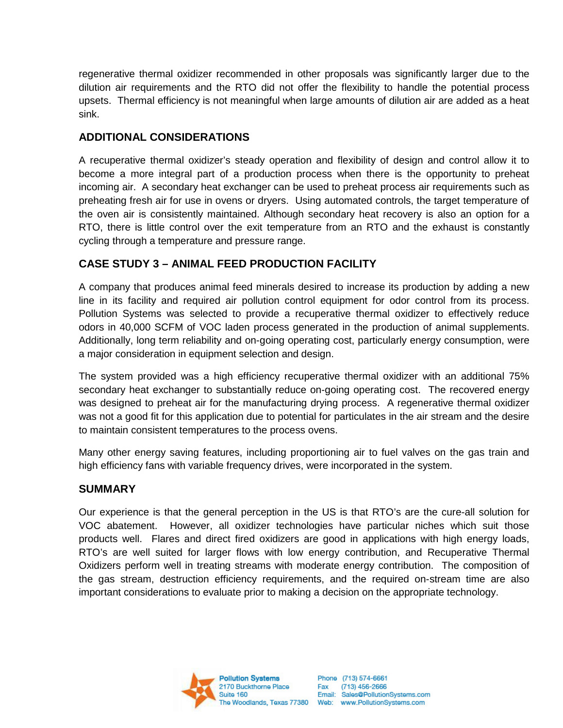regenerative thermal oxidizer recommended in other proposals was significantly larger due to the dilution air requirements and the RTO did not offer the flexibility to handle the potential process upsets. Thermal efficiency is not meaningful when large amounts of dilution air are added as a heat sink.

## ADDITIONAL CONSIDERATIONS

A recuperative thermal oxidizer's steady operation and flexibility of design and control allow it to become a more integral part of a production process when there is the opportunity to preheat incoming air. A secondary heat exchanger can be used to preheat process air requirements such as preheating fresh air for use in ovens or dryers. Using automated controls, the target temperature of the oven air is consistently maintained. Although secondary heat recovery is also an option for a RTO, there is little control over the exit temperature from an RTO and the exhaust is constantly cycling through a temperature and pressure range.

## CASE STUDY 3 – ANIMAL FEED PRODUCTION FACILITY

A company that produces animal feed minerals desired to increase its production by adding a new line in its facility and required air pollution control equipment for odor control from its process. Pollution Systems was selected to provide a recuperative thermal oxidizer to effectively reduce odors in 40,000 SCFM of VOC laden process generated in the production of animal supplements. Additionally, long term reliability and on-going operating cost, particularly energy consumption, were a major consideration in equipment selection and design.

The system provided was a high efficiency recuperative thermal oxidizer with an additional 75% secondary heat exchanger to substantially reduce on-going operating cost. The recovered energy was designed to preheat air for the manufacturing drying process. A regenerative thermal oxidizer was not a good fit for this application due to potential for particulates in the air stream and the desire to maintain consistent temperatures to the process ovens.

Many other energy saving features, including proportioning air to fuel valves on the gas train and high efficiency fans with variable frequency drives, were incorporated in the system.

## SUMMARY

Our experience is that the general perception in the US is that RTO's are the cure-all solution for VOC abatement. However, all oxidizer technologies have particular niches which suit those products well. Flares and direct fired oxidizers are good in applications with high energy loads, RTO's are well suited for larger flows with low energy contribution, and Recuperative Thermal Oxidizers perform well in treating streams with moderate energy contribution. The composition of the gas stream, destruction efficiency requirements, and the required on-stream time are also important considerations to evaluate prior to making a decision on the appropriate technology.